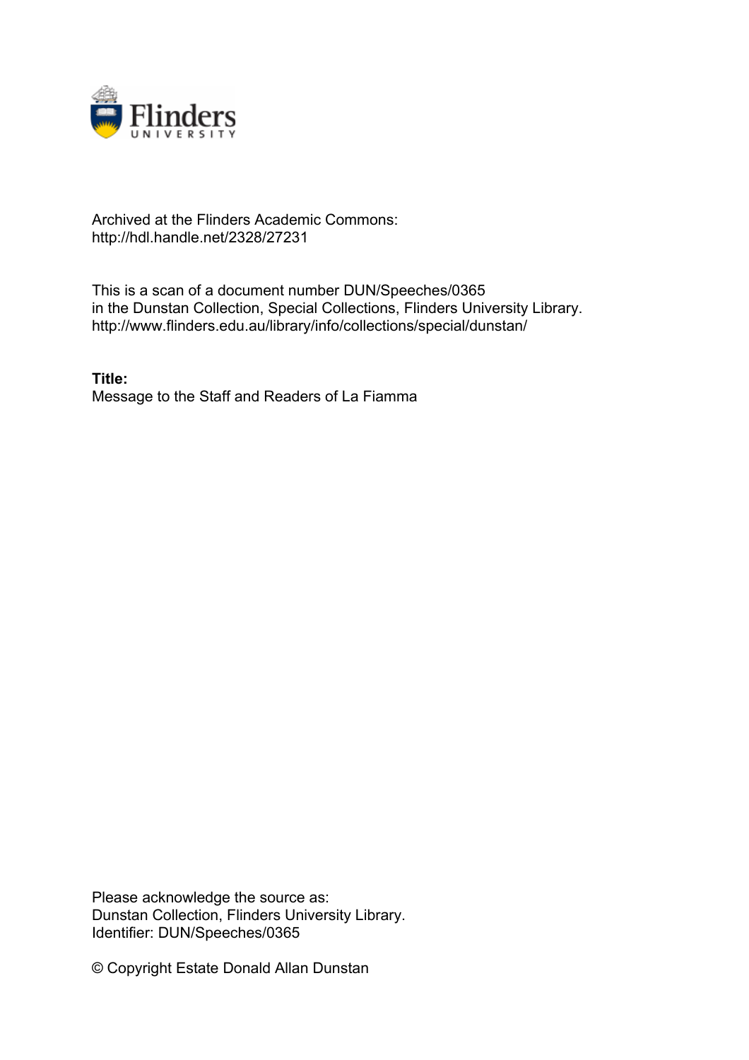Archived at the Flinders Academic Commons:
http://hdl.handle.net/2328/27231

This is a scan of a document number DUN/Speeches/0365
in the Dunstan Collection, Special Collections, Flinders University Library.
http://www.flinders.edu.au/library/info/collections/special/dunstan/

**Title:**
Message to the Staff and Readers of La Fiamma

Please acknowledge the source as:
Dunstan Collection, Flinders University Library.
Identifier: DUN/Speeches/0365

© Copyright Estate Donald Allan Dunstan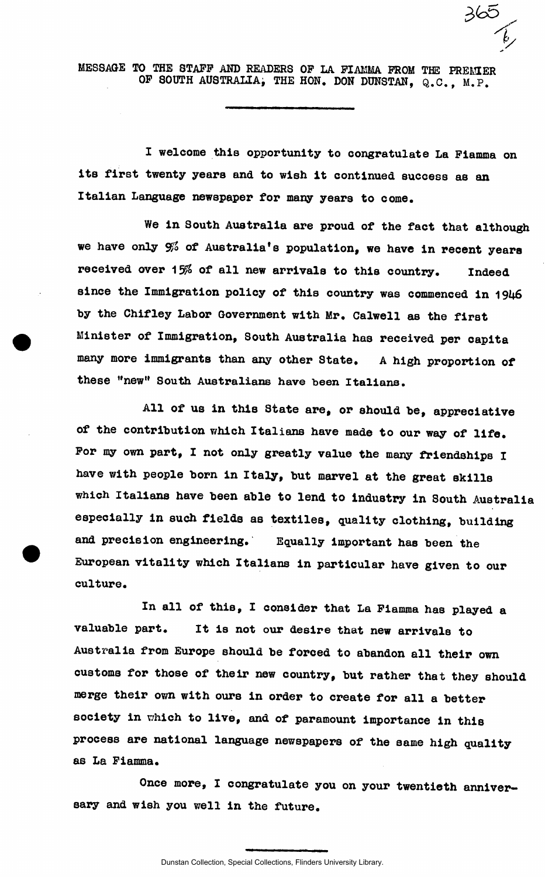MESSAGE TO THE STAFF AND READERS OF LA FIAMMA FROM THE PREMIER OF SOUTH AUSTRALIA, THE HON. DON DUNSTAN, Q.C., M.P.

I welcome this opportunity to congratulate La Fiamma on its first twenty years and to wish it continued success as an Italian Language newspaper for many years to come.

We in South Australia are proud of the fact that although we have only 9% of Australia's population, we have in recent years received over 15% of all new arrivals to this country. Indeed since the Immigration policy of this country was commenced in 1946 by the Chifley Labor Government with Mr. Calwell as the first Minister of Immigration, South Australia has received per capita many more immigrants than any other State. A high proportion of these "new" South Australians have been Italians.

All of us in this State are, or should be, appreciative of the contribution which Italians have made to our way of life. For my own part, I not only greatly value the many friendships I have with people born in Italy, but marvel at the great skills which Italians have been able to lend to industry in South Australia especially in such fields as textiles, quality clothing, building and precision engineering. Equally important has been the European vitality which Italians in particular have given to our culture.

In all of this, I consider that La Fiamma has played a valuable part. It is not our desire that new arrivals to Australia from Europe should be forced to abandon all their own customs for those of their new country, but rather that they should merge their own with ours in order to create for all a better society in which to live, and of paramount importance in this process are national language newspapers of the same high quality as La Fiamma.

Once more, I congratulate you on your twentieth anniversary and wish you well in the future.